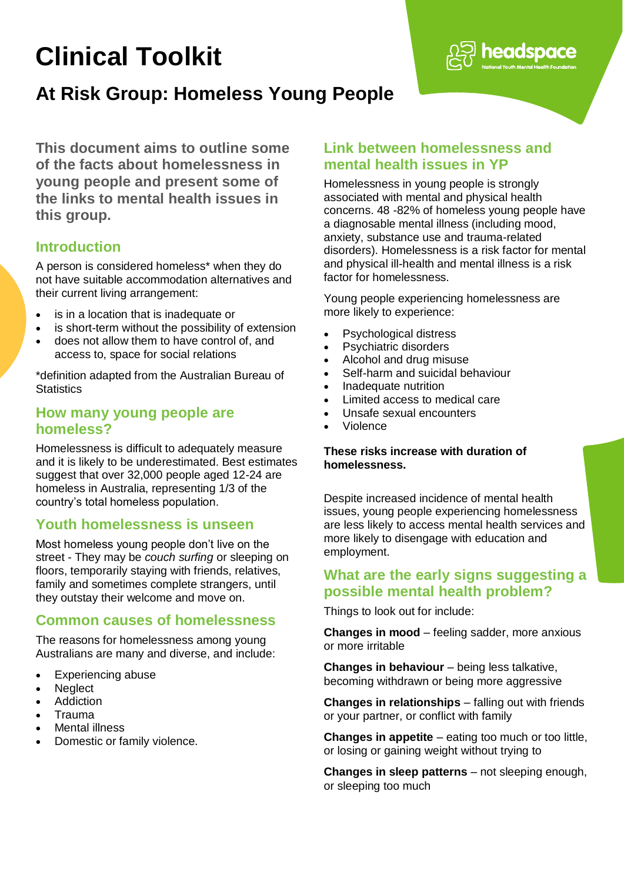# Clinical Toolkit

## At Risk Group: Homeless Young People

**This document aims to outline some of the facts about homelessness in young people and present some of the links to mental health issues in this group.**

### Introduction

A person is considered homeless* when they do not have suitable accommodation alternatives and their current living arrangement:

- is in a location that is inadequate or
- is short-term without the possibility of extension
- does not allow them to have control of, and access to, space for social relations

*definition adapted from the Australian Bureau of Statistics

### How many young people are homeless?

Homelessness is difficult to adequately measure and it is likely to be underestimated. Best estimates suggest that over 32,000 people aged 12-24 are homeless in Australia, representing 1/3 of the country's total homeless population.

### Youth homelessness is unseen

Most homeless young people don't live on the street - They may be *couch surfing* or sleeping on floors, temporarily staying with friends, relatives, family and sometimes complete strangers, until they outstay their welcome and move on.

### Common causes of homelessness

The reasons for homelessness among young Australians are many and diverse, and include:

- Experiencing abuse
- Neglect
- Addiction
- Trauma
- Mental illness
- Domestic or family violence.

### Link between homelessness and mental health issues in YP

Homelessness in young people is strongly associated with mental and physical health concerns. 48 -82% of homeless young people have a diagnosable mental illness (including mood, anxiety, substance use and trauma-related disorders). Homelessness is a risk factor for mental and physical ill-health and mental illness is a risk factor for homelessness.

Young people experiencing homelessness are more likely to experience:

- Psychological distress
- Psychiatric disorders
- Alcohol and drug misuse
- Self-harm and suicidal behaviour
- Inadequate nutrition
- Limited access to medical care
- Unsafe sexual encounters
- Violence

**These risks increase with duration of homelessness.**

Despite increased incidence of mental health issues, young people experiencing homelessness are less likely to access mental health services and more likely to disengage with education and employment.

### What are the early signs suggesting a possible mental health problem?

Things to look out for include:

**Changes in mood** – feeling sadder, more anxious or more irritable

**Changes in behaviour** – being less talkative, becoming withdrawn or being more aggressive

**Changes in relationships** – falling out with friends or your partner, or conflict with family

**Changes in appetite** – eating too much or too little, or losing or gaining weight without trying to

**Changes in sleep patterns** – not sleeping enough, or sleeping too much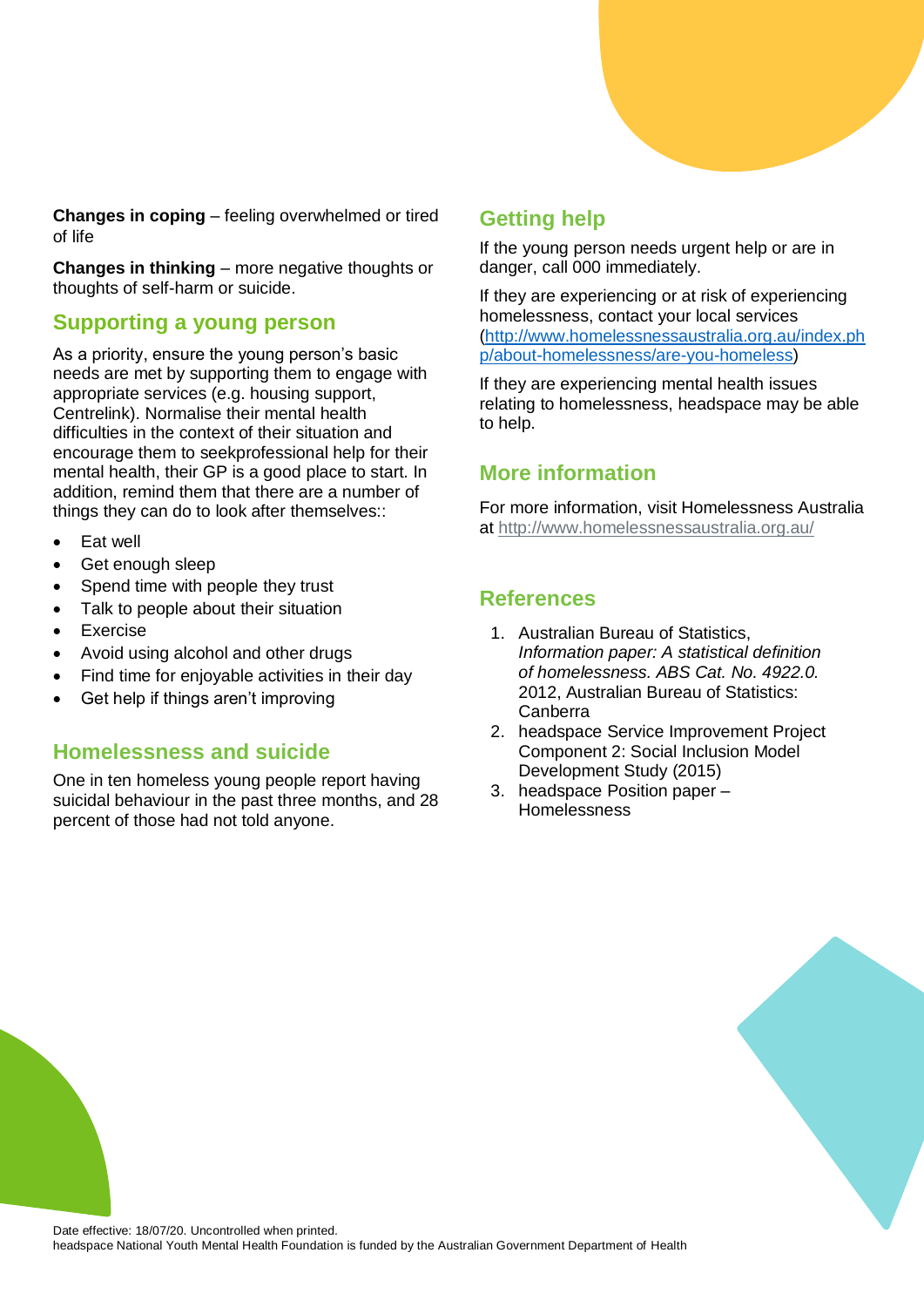**Changes in coping** – feeling overwhelmed or tired of life

**Changes in thinking** – more negative thoughts or thoughts of self-harm or suicide.

## Supporting a young person

As a priority, ensure the young person's basic needs are met by supporting them to engage with appropriate services (e.g. housing support, Centrelink). Normalise their mental health difficulties in the context of their situation and encourage them to seekprofessional help for their mental health, their GP is a good place to start. In addition, remind them that there are a number of things they can do to look after themselves::

- Eat well
- Get enough sleep
- Spend time with people they trust
- Talk to people about their situation
- Exercise
- Avoid using alcohol and other drugs
- Find time for enjoyable activities in their day
- Get help if things aren't improving

## Homelessness and suicide

One in ten homeless young people report having suicidal behaviour in the past three months, and 28 percent of those had not told anyone.

## Getting help

If the young person needs urgent help or are in danger, call 000 immediately.

If they are experiencing or at risk of experiencing homelessness, contact your local services (http://www.homelessnessaustralia.org.au/index.php/about-homelessness/are-you-homeless)

If they are experiencing mental health issues relating to homelessness, headspace may be able to help.

## More information

For more information, visit Homelessness Australia at http://www.homelessnessaustralia.org.au/

## References

1. Australian Bureau of Statistics, *Information paper: A statistical definition of homelessness. ABS Cat. No. 4922.0.* 2012, Australian Bureau of Statistics: Canberra
2. headspace Service Improvement Project Component 2: Social Inclusion Model Development Study (2015)
3. headspace Position paper – Homelessness

Date effective: 18/07/20. Uncontrolled when printed.
headspace National Youth Mental Health Foundation is funded by the Australian Government Department of Health